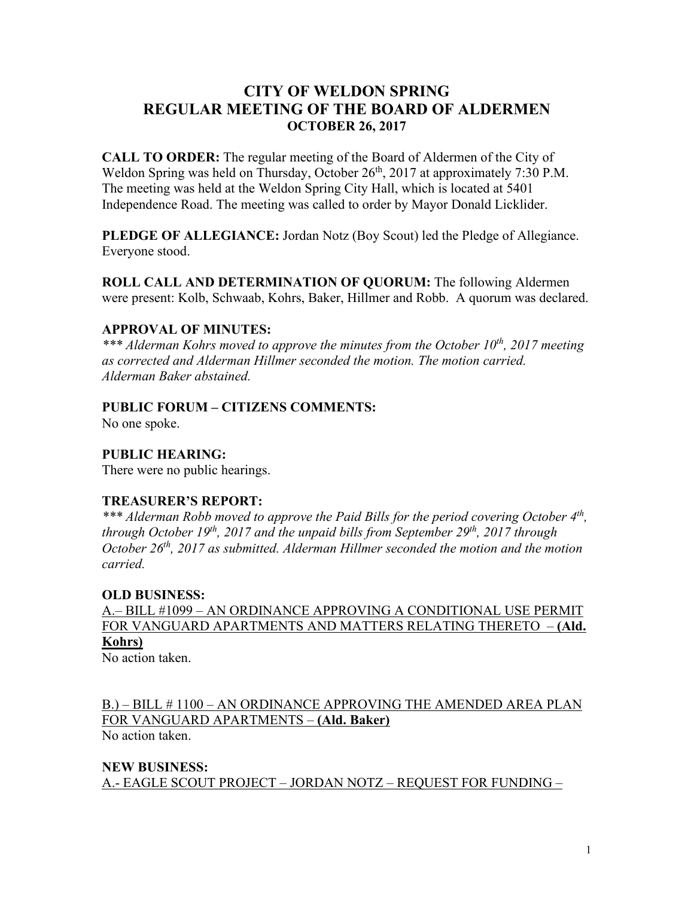# CITY OF WELDON SPRING
# REGULAR MEETING OF THE BOARD OF ALDERMEN
## OCTOBER 26, 2017

**CALL TO ORDER:** The regular meeting of the Board of Aldermen of the City of Weldon Spring was held on Thursday, October 26th, 2017 at approximately 7:30 P.M. The meeting was held at the Weldon Spring City Hall, which is located at 5401 Independence Road. The meeting was called to order by Mayor Donald Licklider.

**PLEDGE OF ALLEGIANCE:** Jordan Notz (Boy Scout) led the Pledge of Allegiance. Everyone stood.

**ROLL CALL AND DETERMINATION OF QUORUM:** The following Aldermen were present: Kolb, Schwaab, Kohrs, Baker, Hillmer and Robb. A quorum was declared.

**APPROVAL OF MINUTES:**

*\*\*\* Alderman Kohrs moved to approve the minutes from the October 10th, 2017 meeting as corrected and Alderman Hillmer seconded the motion. The motion carried. Alderman Baker abstained.*

**PUBLIC FORUM – CITIZENS COMMENTS:**

No one spoke.

**PUBLIC HEARING:**

There were no public hearings.

**TREASURER'S REPORT:**

*\*\*\* Alderman Robb moved to approve the Paid Bills for the period covering October 4th, through October 19th, 2017 and the unpaid bills from September 29th, 2017 through October 26th, 2017 as submitted. Alderman Hillmer seconded the motion and the motion carried.*

**OLD BUSINESS:**

<u>A.– BILL #1099 – AN ORDINANCE APPROVING A CONDITIONAL USE PERMIT FOR VANGUARD APARTMENTS AND MATTERS RELATING THERETO – **(Ald. Kohrs)**</u>

No action taken.

<u>B.) – BILL # 1100 – AN ORDINANCE APPROVING THE AMENDED AREA PLAN FOR VANGUARD APARTMENTS – **(Ald. Baker)**</u>

No action taken.

**NEW BUSINESS:**

<u>A.- EAGLE SCOUT PROJECT – JORDAN NOTZ – REQUEST FOR FUNDING –</u>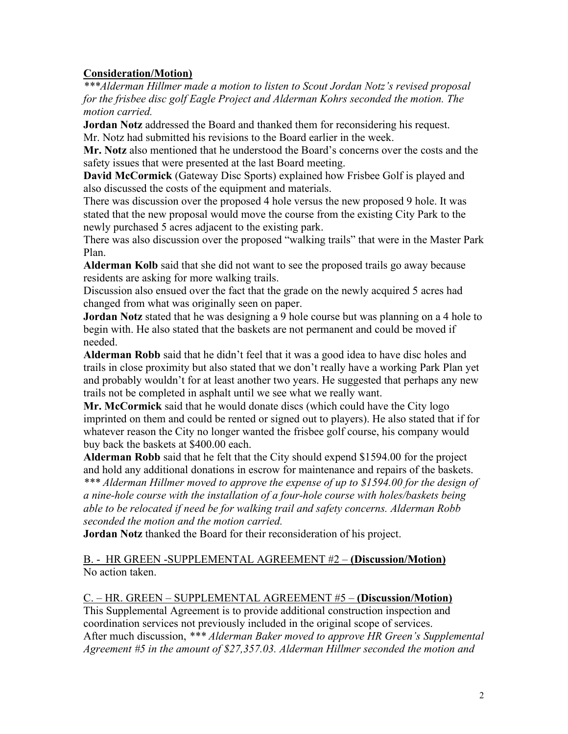**Consideration/Motion)**

*\*\*\*Alderman Hillmer made a motion to listen to Scout Jordan Notz's revised proposal for the frisbee disc golf Eagle Project and Alderman Kohrs seconded the motion. The motion carried.*

**Jordan Notz** addressed the Board and thanked them for reconsidering his request. Mr. Notz had submitted his revisions to the Board earlier in the week.

**Mr. Notz** also mentioned that he understood the Board's concerns over the costs and the safety issues that were presented at the last Board meeting.

**David McCormick** (Gateway Disc Sports) explained how Frisbee Golf is played and also discussed the costs of the equipment and materials.

There was discussion over the proposed 4 hole versus the new proposed 9 hole. It was stated that the new proposal would move the course from the existing City Park to the newly purchased 5 acres adjacent to the existing park.

There was also discussion over the proposed "walking trails" that were in the Master Park Plan.

**Alderman Kolb** said that she did not want to see the proposed trails go away because residents are asking for more walking trails.

Discussion also ensued over the fact that the grade on the newly acquired 5 acres had changed from what was originally seen on paper.

**Jordan Notz** stated that he was designing a 9 hole course but was planning on a 4 hole to begin with. He also stated that the baskets are not permanent and could be moved if needed.

**Alderman Robb** said that he didn't feel that it was a good idea to have disc holes and trails in close proximity but also stated that we don't really have a working Park Plan yet and probably wouldn't for at least another two years. He suggested that perhaps any new trails not be completed in asphalt until we see what we really want.

**Mr. McCormick** said that he would donate discs (which could have the City logo imprinted on them and could be rented or signed out to players). He also stated that if for whatever reason the City no longer wanted the frisbee golf course, his company would buy back the baskets at $400.00 each.

**Alderman Robb** said that he felt that the City should expend $1594.00 for the project and hold any additional donations in escrow for maintenance and repairs of the baskets.
*\*\*\* Alderman Hillmer moved to approve the expense of up to $1594.00 for the design of a nine-hole course with the installation of a four-hole course with holes/baskets being able to be relocated if need be for walking trail and safety concerns. Alderman Robb seconded the motion and the motion carried.*

**Jordan Notz** thanked the Board for their reconsideration of his project.

B. - HR GREEN -SUPPLEMENTAL AGREEMENT #2 – **(Discussion/Motion)**

No action taken.

C. – HR. GREEN – SUPPLEMENTAL AGREEMENT #5 – **(Discussion/Motion)**

This Supplemental Agreement is to provide additional construction inspection and coordination services not previously included in the original scope of services.

After much discussion, *\*\*\* Alderman Baker moved to approve HR Green's Supplemental Agreement #5 in the amount of $27,357.03. Alderman Hillmer seconded the motion and*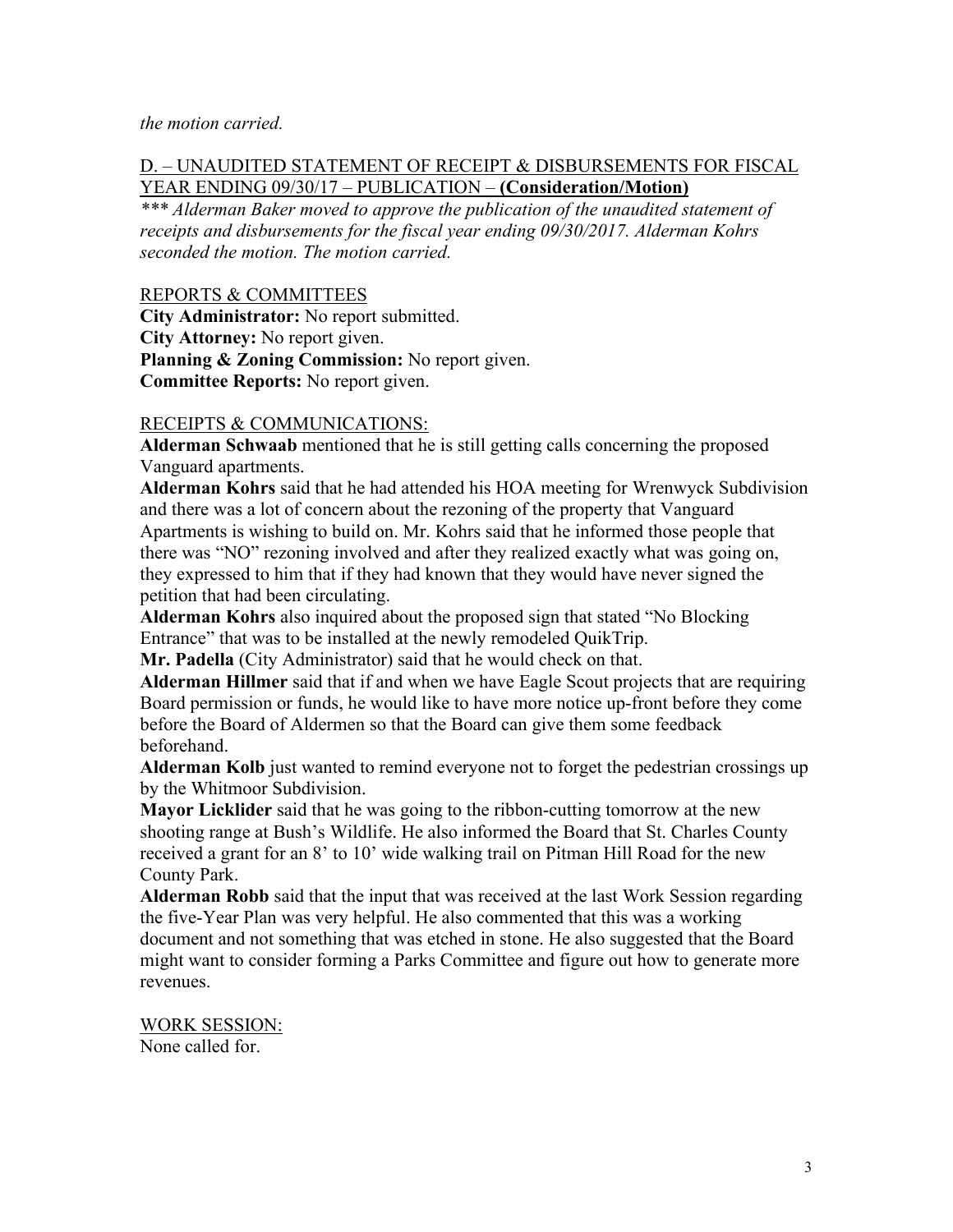*the motion carried.*

D. – UNAUDITED STATEMENT OF RECEIPT & DISBURSEMENTS FOR FISCAL YEAR ENDING 09/30/17 – PUBLICATION – **(Consideration/Motion)**

*\*\*\* Alderman Baker moved to approve the publication of the unaudited statement of receipts and disbursements for the fiscal year ending 09/30/2017. Alderman Kohrs seconded the motion. The motion carried.*

REPORTS & COMMITTEES

**City Administrator:** No report submitted.
**City Attorney:** No report given.
**Planning & Zoning Commission:** No report given.
**Committee Reports:** No report given.

RECEIPTS & COMMUNICATIONS:

**Alderman Schwaab** mentioned that he is still getting calls concerning the proposed Vanguard apartments.

**Alderman Kohrs** said that he had attended his HOA meeting for Wrenwyck Subdivision and there was a lot of concern about the rezoning of the property that Vanguard Apartments is wishing to build on. Mr. Kohrs said that he informed those people that there was "NO" rezoning involved and after they realized exactly what was going on, they expressed to him that if they had known that they would have never signed the petition that had been circulating.

**Alderman Kohrs** also inquired about the proposed sign that stated "No Blocking Entrance" that was to be installed at the newly remodeled QuikTrip.

**Mr. Padella** (City Administrator) said that he would check on that.

**Alderman Hillmer** said that if and when we have Eagle Scout projects that are requiring Board permission or funds, he would like to have more notice up-front before they come before the Board of Aldermen so that the Board can give them some feedback beforehand.

**Alderman Kolb** just wanted to remind everyone not to forget the pedestrian crossings up by the Whitmoor Subdivision.

**Mayor Licklider** said that he was going to the ribbon-cutting tomorrow at the new shooting range at Bush's Wildlife. He also informed the Board that St. Charles County received a grant for an 8' to 10' wide walking trail on Pitman Hill Road for the new County Park.

**Alderman Robb** said that the input that was received at the last Work Session regarding the five-Year Plan was very helpful. He also commented that this was a working document and not something that was etched in stone. He also suggested that the Board might want to consider forming a Parks Committee and figure out how to generate more revenues.

WORK SESSION:

None called for.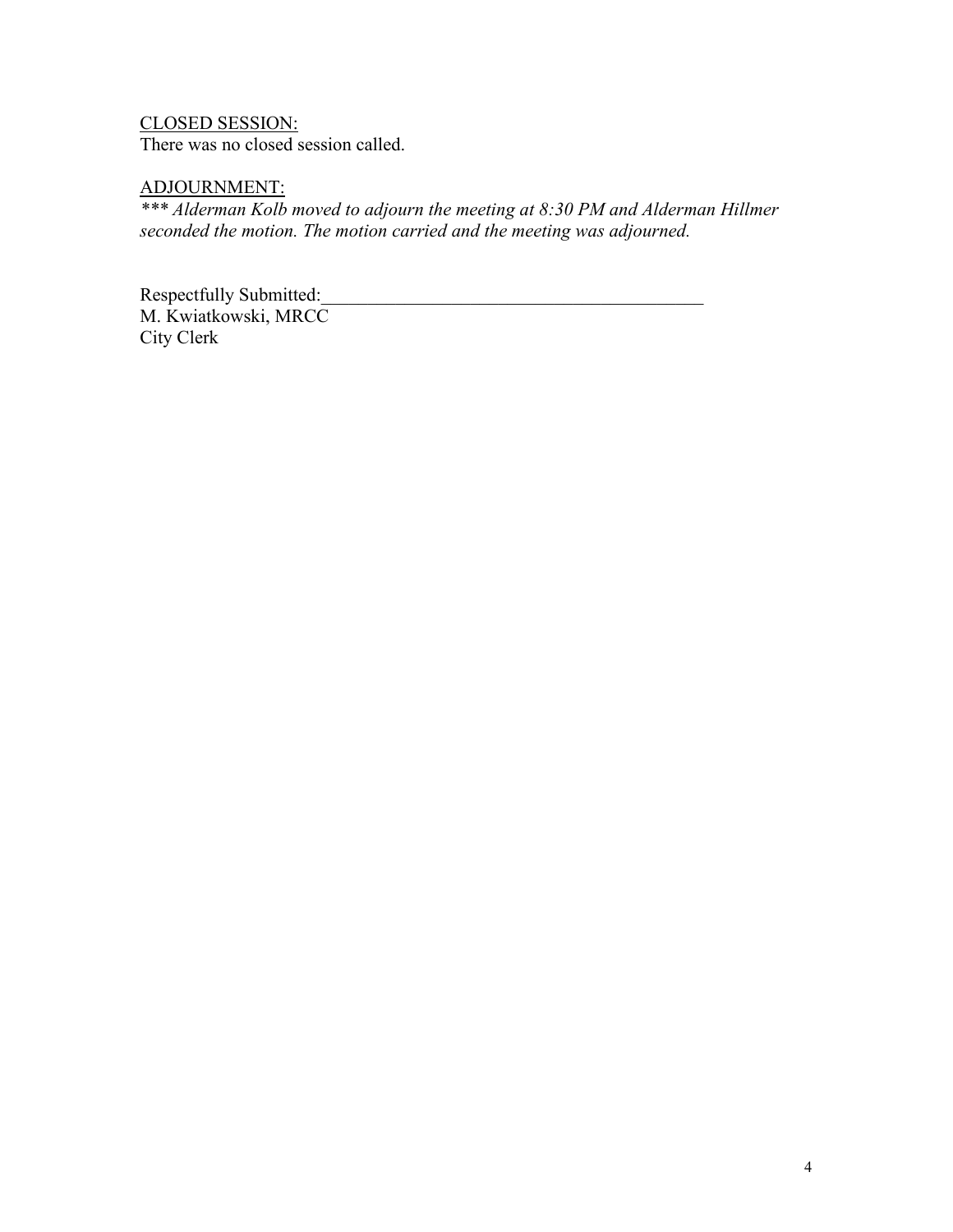<u>CLOSED SESSION:</u>
There was no closed session called.

<u>ADJOURNMENT:</u>
*\*\*\* Alderman Kolb moved to adjourn the meeting at 8:30 PM and Alderman Hillmer seconded the motion. The motion carried and the meeting was adjourned.*

Respectfully Submitted:\_\_\_\_\_\_\_\_\_\_\_\_\_\_\_\_\_\_\_\_\_\_\_\_\_\_\_\_\_\_\_\_\_\_\_\_\_\_\_\_\_\_
M. Kwiatkowski, MRCC
City Clerk